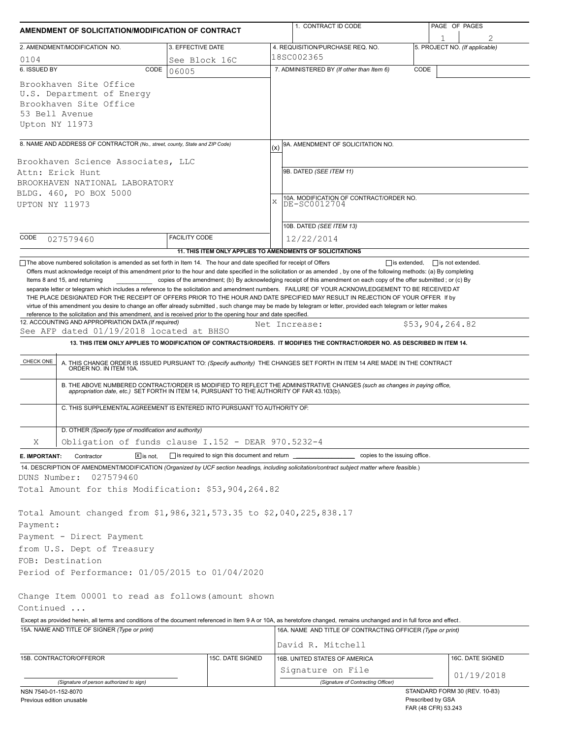# AMENDMENT OF SOLICITATION/MODIFICATION OF CONTRACT

| 1. CONTRACT ID CODE | PAGE OF PAGES |
|---|---|
| | 1 / 2 |

| 2. AMENDMENT/MODIFICATION NO. | 3. EFFECTIVE DATE | 4. REQUISITION/PURCHASE REQ. NO. | 5. PROJECT NO. (If applicable) |
|---|---|---|---|
| 0104 | See Block 16C | 18SC002365 | |

| 6. ISSUED BY CODE 06005 | 7. ADMINISTERED BY (If other than Item 6) CODE |
|---|---|
| Brookhaven Site Office<br>U.S. Department of Energy<br>Brookhaven Site Office<br>53 Bell Avenue<br>Upton NY 11973 | |

**8. NAME AND ADDRESS OF CONTRACTOR** (No., street, county, State and ZIP Code)

Brookhaven Science Associates, LLC
Attn: Erick Hunt
BROOKHAVEN NATIONAL LABORATORY
BLDG. 460, PO BOX 5000
UPTON NY 11973

CODE 027579460 FACILITY CODE

| (x) | |
|---|---|
| | 9A. AMENDMENT OF SOLICITATION NO. |
| | 9B. DATED (SEE ITEM 11) |
| X | 10A. MODIFICATION OF CONTRACT/ORDER NO. DE-SC0012704 |
| | 10B. DATED (SEE ITEM 13) 12/22/2014 |

**11. THIS ITEM ONLY APPLIES TO AMENDMENTS OF SOLICITATIONS**

☐ The above numbered solicitation is amended as set forth in Item 14. The hour and date specified for receipt of Offers ☐ is extended, ☐ is not extended.

Offers must acknowledge receipt of this amendment prior to the hour and date specified in the solicitation or as amended, by one of the following methods: (a) By completing Items 8 and 15, and returning ______ copies of the amendment; (b) By acknowledging receipt of this amendment on each copy of the offer submitted ; or (c) By separate letter or telegram which includes a reference to the solicitation and amendment numbers. FAILURE OF YOUR ACKNOWLEDGEMENT TO BE RECEIVED AT THE PLACE DESIGNATED FOR THE RECEIPT OF OFFERS PRIOR TO THE HOUR AND DATE SPECIFIED MAY RESULT IN REJECTION OF YOUR OFFER If by virtue of this amendment you desire to change an offer already submitted, such change may be made by telegram or letter, provided each telegram or letter makes reference to the solicitation and this amendment, and is received prior to the opening hour and date specified.

**12. ACCOUNTING AND APPROPRIATION DATA** (If required)
See AFP dated 01/19/2018 located at BHSO — Net Increase: $53,904,264.82

**13. THIS ITEM ONLY APPLIES TO MODIFICATION OF CONTRACTS/ORDERS. IT MODIFIES THE CONTRACT/ORDER NO. AS DESCRIBED IN ITEM 14.**

| CHECK ONE | |
|---|---|
| | A. THIS CHANGE ORDER IS ISSUED PURSUANT TO: (Specify authority) THE CHANGES SET FORTH IN ITEM 14 ARE MADE IN THE CONTRACT ORDER NO. IN ITEM 10A. |
| | B. THE ABOVE NUMBERED CONTRACT/ORDER IS MODIFIED TO REFLECT THE ADMINISTRATIVE CHANGES (such as changes in paying office, appropriation date, etc.) SET FORTH IN ITEM 14, PURSUANT TO THE AUTHORITY OF FAR 43.103(b). |
| | C. THIS SUPPLEMENTAL AGREEMENT IS ENTERED INTO PURSUANT TO AUTHORITY OF: |
| X | D. OTHER (Specify type of modification and authority) Obligation of funds clause I.152 - DEAR 970.5232-4 |

**E. IMPORTANT:** Contractor ☒ is not, ☐ is required to sign this document and return ______ copies to the issuing office.

**14. DESCRIPTION OF AMENDMENT/MODIFICATION** (Organized by UCF section headings, including solicitation/contract subject matter where feasible.)

DUNS Number: 027579460
Total Amount for this Modification: $53,904,264.82

Total Amount changed from $1,986,321,573.35 to $2,040,225,838.17
Payment:
Payment - Direct Payment
from U.S. Dept of Treasury
FOB: Destination
Period of Performance: 01/05/2015 to 01/04/2020

Change Item 00001 to read as follows(amount shown
Continued ...

Except as provided herein, all terms and conditions of the document referenced in Item 9 A or 10A, as heretofore changed, remains unchanged and in full force and effect.

| 15A. NAME AND TITLE OF SIGNER (Type or print) | | 16A. NAME AND TITLE OF CONTRACTING OFFICER (Type or print) | |
|---|---|---|---|
| | | David R. Mitchell | |
| 15B. CONTRACTOR/OFFEROR | 15C. DATE SIGNED | 16B. UNITED STATES OF AMERICA | 16C. DATE SIGNED |
| (Signature of person authorized to sign) | | Signature on File<br>(Signature of Contracting Officer) | 01/19/2018 |

NSN 7540-01-152-8070
Previous edition unusable

STANDARD FORM 30 (REV. 10-83)
Prescribed by GSA
FAR (48 CFR) 53.243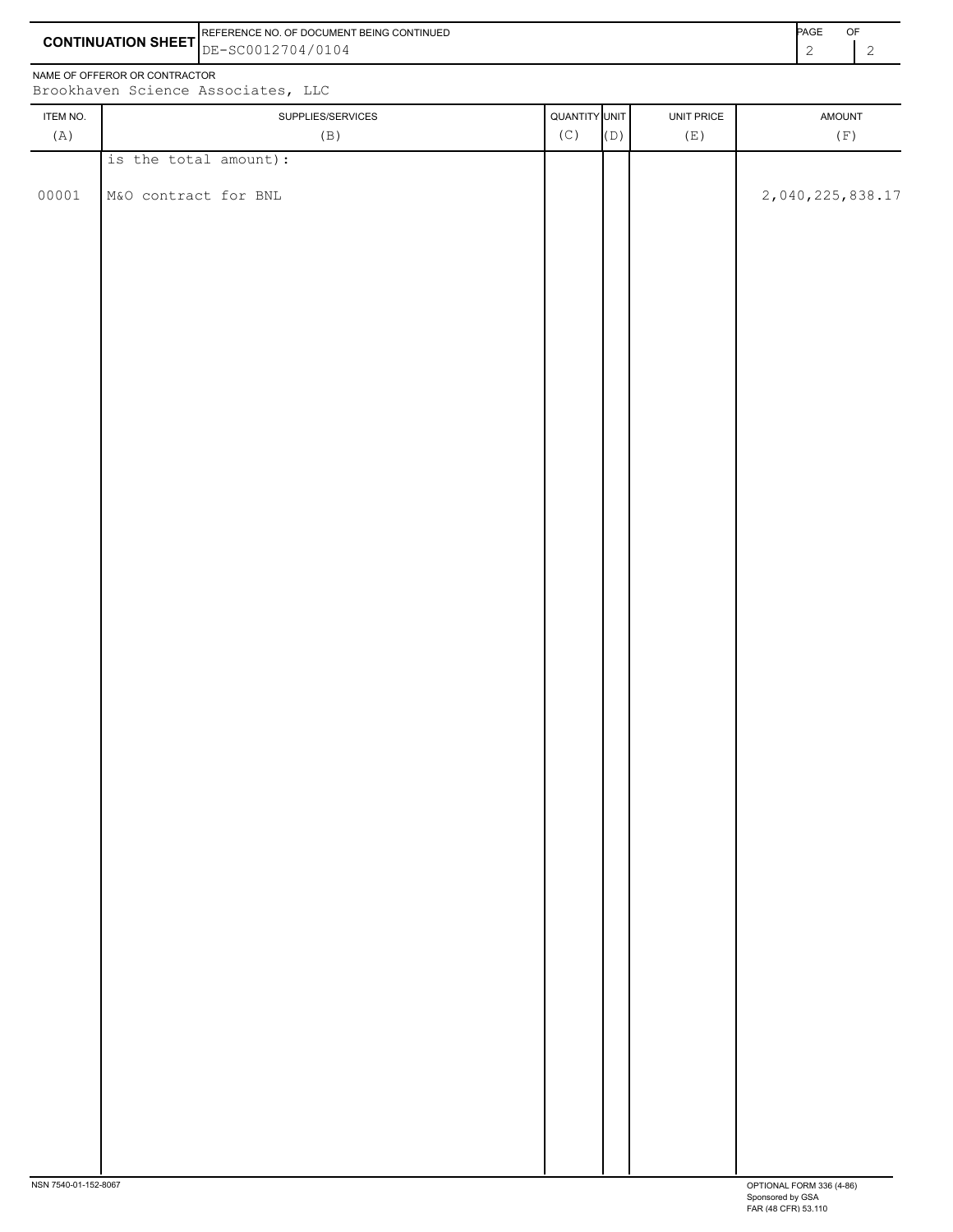**CONTINUATION SHEET**

REFERENCE NO. OF DOCUMENT BEING CONTINUED: DE-SC0012704/0104

NAME OF OFFEROR OR CONTRACTOR: Brookhaven Science Associates, LLC

| ITEM NO. (A) | SUPPLIES/SERVICES (B) | QUANTITY (C) | UNIT (D) | UNIT PRICE (E) | AMOUNT (F) |
|---|---|---|---|---|---|
| | is the total amount): | | | | |
| 00001 | M&O contract for BNL | | | | 2,040,225,838.17 |

NSN 7540-01-152-8067

OPTIONAL FORM 336 (4-86)
Sponsored by GSA
FAR (48 CFR) 53.110